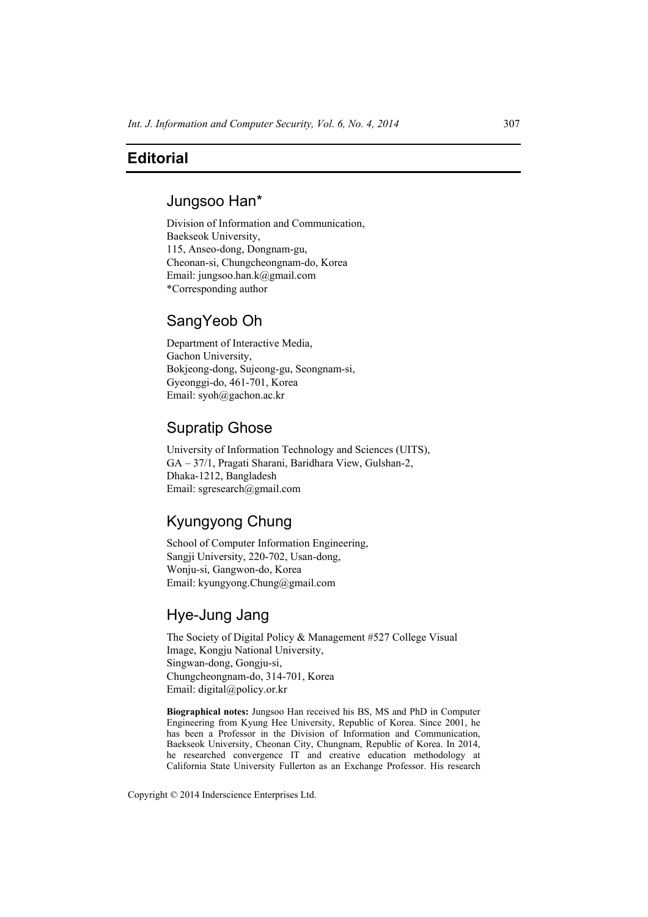# Editorial

## Jungsoo Han*

Division of Information and Communication,
Baekseok University,
115, Anseo-dong, Dongnam-gu,
Cheonan-si, Chungcheongnam-do, Korea
Email: jungsoo.han.k@gmail.com
*Corresponding author

## SangYeob Oh

Department of Interactive Media,
Gachon University,
Bokjeong-dong, Sujeong-gu, Seongnam-si,
Gyeonggi-do, 461-701, Korea
Email: syoh@gachon.ac.kr

## Supratip Ghose

University of Information Technology and Sciences (UITS),
GA – 37/1, Pragati Sharani, Baridhara View, Gulshan-2,
Dhaka-1212, Bangladesh
Email: sgresearch@gmail.com

## Kyungyong Chung

School of Computer Information Engineering,
Sangji University, 220-702, Usan-dong,
Wonju-si, Gangwon-do, Korea
Email: kyungyong.Chung@gmail.com

## Hye-Jung Jang

The Society of Digital Policy & Management #527 College Visual
Image, Kongju National University,
Singwan-dong, Gongju-si,
Chungcheongnam-do, 314-701, Korea
Email: digital@policy.or.kr

**Biographical notes:** Jungsoo Han received his BS, MS and PhD in Computer Engineering from Kyung Hee University, Republic of Korea. Since 2001, he has been a Professor in the Division of Information and Communication, Baekseok University, Cheonan City, Chungnam, Republic of Korea. In 2014, he researched convergence IT and creative education methodology at California State University Fullerton as an Exchange Professor. His research

Copyright © 2014 Inderscience Enterprises Ltd.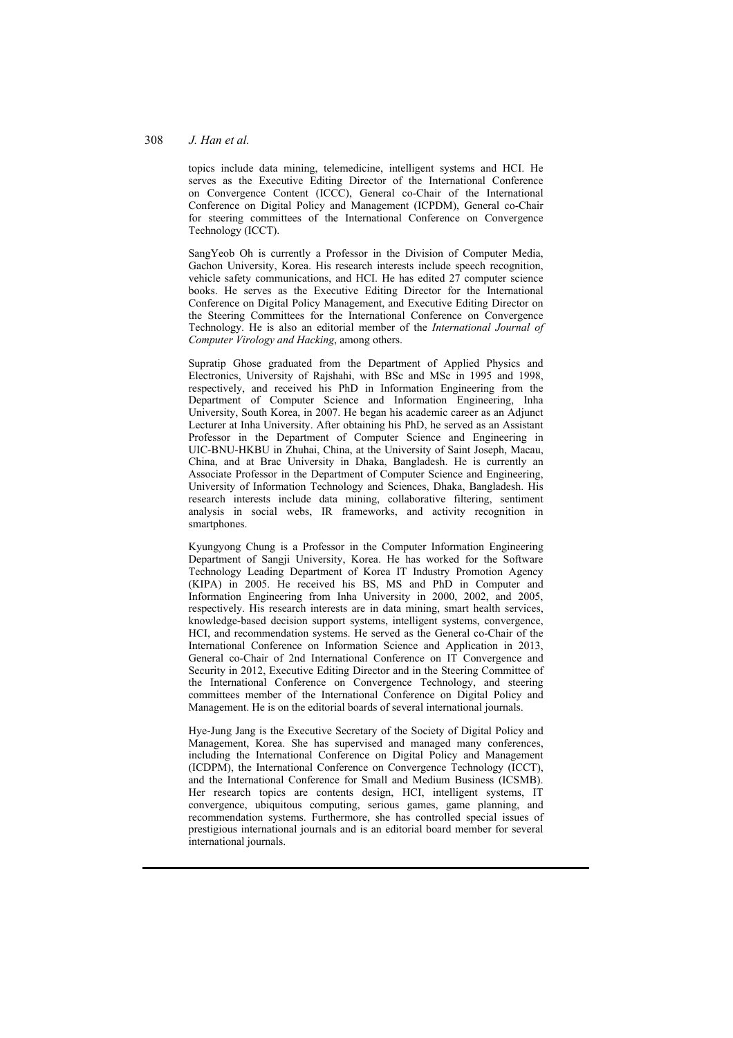topics include data mining, telemedicine, intelligent systems and HCI. He serves as the Executive Editing Director of the International Conference on Convergence Content (ICCC), General co-Chair of the International Conference on Digital Policy and Management (ICPDM), General co-Chair for steering committees of the International Conference on Convergence Technology (ICCT).

SangYeob Oh is currently a Professor in the Division of Computer Media, Gachon University, Korea. His research interests include speech recognition, vehicle safety communications, and HCI. He has edited 27 computer science books. He serves as the Executive Editing Director for the International Conference on Digital Policy Management, and Executive Editing Director on the Steering Committees for the International Conference on Convergence Technology. He is also an editorial member of the *International Journal of Computer Virology and Hacking*, among others.

Supratip Ghose graduated from the Department of Applied Physics and Electronics, University of Rajshahi, with BSc and MSc in 1995 and 1998, respectively, and received his PhD in Information Engineering from the Department of Computer Science and Information Engineering, Inha University, South Korea, in 2007. He began his academic career as an Adjunct Lecturer at Inha University. After obtaining his PhD, he served as an Assistant Professor in the Department of Computer Science and Engineering in UIC-BNU-HKBU in Zhuhai, China, at the University of Saint Joseph, Macau, China, and at Brac University in Dhaka, Bangladesh. He is currently an Associate Professor in the Department of Computer Science and Engineering, University of Information Technology and Sciences, Dhaka, Bangladesh. His research interests include data mining, collaborative filtering, sentiment analysis in social webs, IR frameworks, and activity recognition in smartphones.

Kyungyong Chung is a Professor in the Computer Information Engineering Department of Sangji University, Korea. He has worked for the Software Technology Leading Department of Korea IT Industry Promotion Agency (KIPA) in 2005. He received his BS, MS and PhD in Computer and Information Engineering from Inha University in 2000, 2002, and 2005, respectively. His research interests are in data mining, smart health services, knowledge-based decision support systems, intelligent systems, convergence, HCI, and recommendation systems. He served as the General co-Chair of the International Conference on Information Science and Application in 2013, General co-Chair of 2nd International Conference on IT Convergence and Security in 2012, Executive Editing Director and in the Steering Committee of the International Conference on Convergence Technology, and steering committees member of the International Conference on Digital Policy and Management. He is on the editorial boards of several international journals.

Hye-Jung Jang is the Executive Secretary of the Society of Digital Policy and Management, Korea. She has supervised and managed many conferences, including the International Conference on Digital Policy and Management (ICDPM), the International Conference on Convergence Technology (ICCT), and the International Conference for Small and Medium Business (ICSMB). Her research topics are contents design, HCI, intelligent systems, IT convergence, ubiquitous computing, serious games, game planning, and recommendation systems. Furthermore, she has controlled special issues of prestigious international journals and is an editorial board member for several international journals.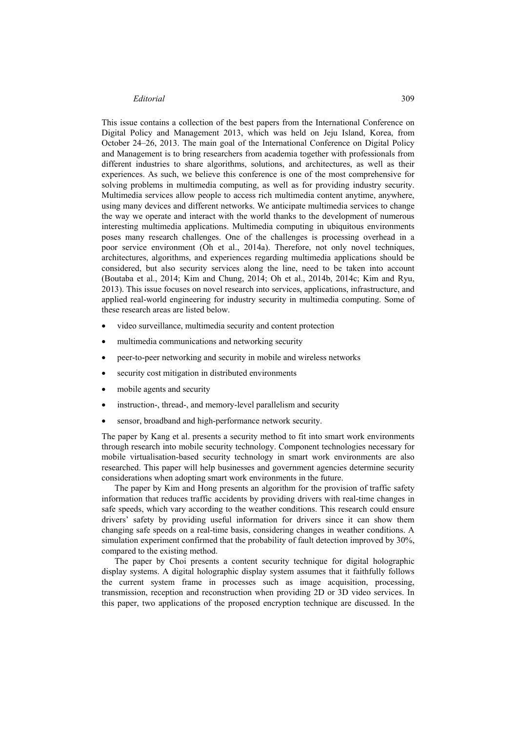This issue contains a collection of the best papers from the International Conference on Digital Policy and Management 2013, which was held on Jeju Island, Korea, from October 24–26, 2013. The main goal of the International Conference on Digital Policy and Management is to bring researchers from academia together with professionals from different industries to share algorithms, solutions, and architectures, as well as their experiences. As such, we believe this conference is one of the most comprehensive for solving problems in multimedia computing, as well as for providing industry security. Multimedia services allow people to access rich multimedia content anytime, anywhere, using many devices and different networks. We anticipate multimedia services to change the way we operate and interact with the world thanks to the development of numerous interesting multimedia applications. Multimedia computing in ubiquitous environments poses many research challenges. One of the challenges is processing overhead in a poor service environment (Oh et al., 2014a). Therefore, not only novel techniques, architectures, algorithms, and experiences regarding multimedia applications should be considered, but also security services along the line, need to be taken into account (Boutaba et al., 2014; Kim and Chung, 2014; Oh et al., 2014b, 2014c; Kim and Ryu, 2013). This issue focuses on novel research into services, applications, infrastructure, and applied real-world engineering for industry security in multimedia computing. Some of these research areas are listed below.

- video surveillance, multimedia security and content protection
- multimedia communications and networking security
- peer-to-peer networking and security in mobile and wireless networks
- security cost mitigation in distributed environments
- mobile agents and security
- instruction-, thread-, and memory-level parallelism and security
- sensor, broadband and high-performance network security.

The paper by Kang et al. presents a security method to fit into smart work environments through research into mobile security technology. Component technologies necessary for mobile virtualisation-based security technology in smart work environments are also researched. This paper will help businesses and government agencies determine security considerations when adopting smart work environments in the future.

The paper by Kim and Hong presents an algorithm for the provision of traffic safety information that reduces traffic accidents by providing drivers with real-time changes in safe speeds, which vary according to the weather conditions. This research could ensure drivers' safety by providing useful information for drivers since it can show them changing safe speeds on a real-time basis, considering changes in weather conditions. A simulation experiment confirmed that the probability of fault detection improved by 30%, compared to the existing method.

The paper by Choi presents a content security technique for digital holographic display systems. A digital holographic display system assumes that it faithfully follows the current system frame in processes such as image acquisition, processing, transmission, reception and reconstruction when providing 2D or 3D video services. In this paper, two applications of the proposed encryption technique are discussed. In the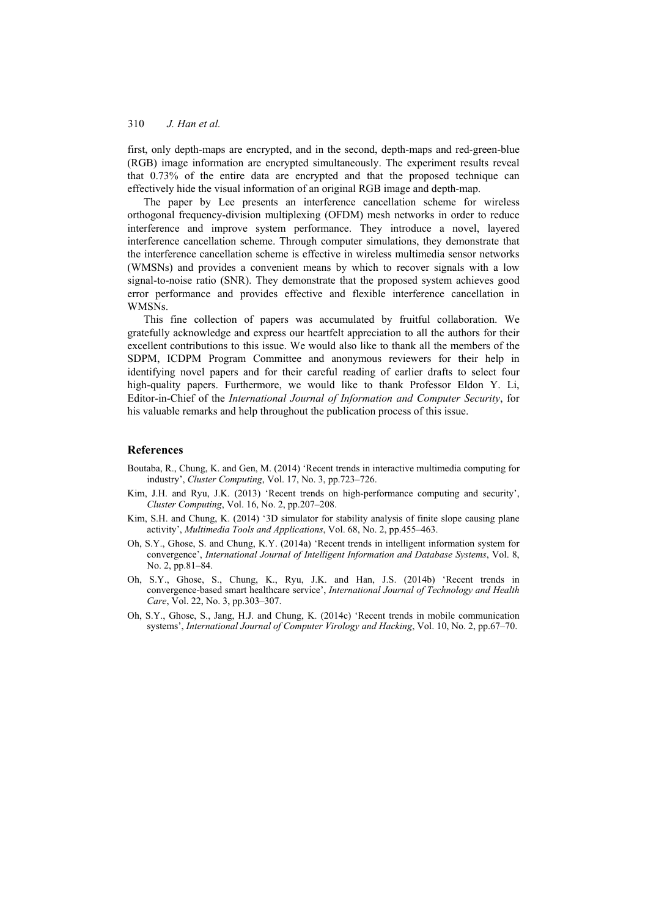first, only depth-maps are encrypted, and in the second, depth-maps and red-green-blue (RGB) image information are encrypted simultaneously. The experiment results reveal that 0.73% of the entire data are encrypted and that the proposed technique can effectively hide the visual information of an original RGB image and depth-map.

The paper by Lee presents an interference cancellation scheme for wireless orthogonal frequency-division multiplexing (OFDM) mesh networks in order to reduce interference and improve system performance. They introduce a novel, layered interference cancellation scheme. Through computer simulations, they demonstrate that the interference cancellation scheme is effective in wireless multimedia sensor networks (WMSNs) and provides a convenient means by which to recover signals with a low signal-to-noise ratio (SNR). They demonstrate that the proposed system achieves good error performance and provides effective and flexible interference cancellation in WMSNs.

This fine collection of papers was accumulated by fruitful collaboration. We gratefully acknowledge and express our heartfelt appreciation to all the authors for their excellent contributions to this issue. We would also like to thank all the members of the SDPM, ICDPM Program Committee and anonymous reviewers for their help in identifying novel papers and for their careful reading of earlier drafts to select four high-quality papers. Furthermore, we would like to thank Professor Eldon Y. Li, Editor-in-Chief of the *International Journal of Information and Computer Security*, for his valuable remarks and help throughout the publication process of this issue.

## References

Boutaba, R., Chung, K. and Gen, M. (2014) 'Recent trends in interactive multimedia computing for industry', *Cluster Computing*, Vol. 17, No. 3, pp.723–726.

Kim, J.H. and Ryu, J.K. (2013) 'Recent trends on high-performance computing and security', *Cluster Computing*, Vol. 16, No. 2, pp.207–208.

Kim, S.H. and Chung, K. (2014) '3D simulator for stability analysis of finite slope causing plane activity', *Multimedia Tools and Applications*, Vol. 68, No. 2, pp.455–463.

Oh, S.Y., Ghose, S. and Chung, K.Y. (2014a) 'Recent trends in intelligent information system for convergence', *International Journal of Intelligent Information and Database Systems*, Vol. 8, No. 2, pp.81–84.

Oh, S.Y., Ghose, S., Chung, K., Ryu, J.K. and Han, J.S. (2014b) 'Recent trends in convergence-based smart healthcare service', *International Journal of Technology and Health Care*, Vol. 22, No. 3, pp.303–307.

Oh, S.Y., Ghose, S., Jang, H.J. and Chung, K. (2014c) 'Recent trends in mobile communication systems', *International Journal of Computer Virology and Hacking*, Vol. 10, No. 2, pp.67–70.